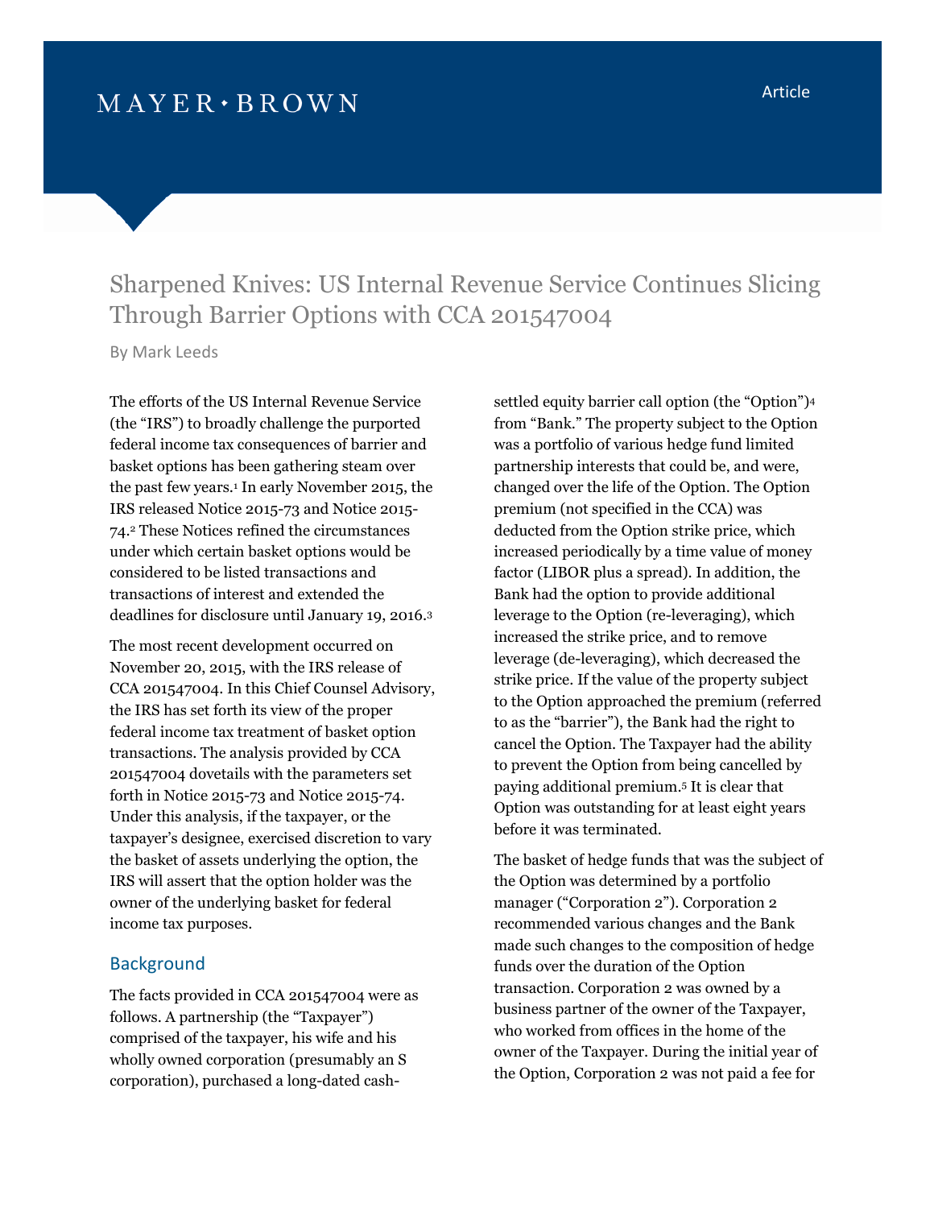MAYER • BROWN

Article

# Sharpened Knives: US Internal Revenue Service Continues Slicing Through Barrier Options with CCA 201547004

By Mark Leeds

The efforts of the US Internal Revenue Service (the "IRS") to broadly challenge the purported federal income tax consequences of barrier and basket options has been gathering steam over the past few years.[1] In early November 2015, the IRS released Notice 2015-73 and Notice 2015-74.[2] These Notices refined the circumstances under which certain basket options would be considered to be listed transactions and transactions of interest and extended the deadlines for disclosure until January 19, 2016.[3]

The most recent development occurred on November 20, 2015, with the IRS release of CCA 201547004. In this Chief Counsel Advisory, the IRS has set forth its view of the proper federal income tax treatment of basket option transactions. The analysis provided by CCA 201547004 dovetails with the parameters set forth in Notice 2015-73 and Notice 2015-74. Under this analysis, if the taxpayer, or the taxpayer's designee, exercised discretion to vary the basket of assets underlying the option, the IRS will assert that the option holder was the owner of the underlying basket for federal income tax purposes.

## Background

The facts provided in CCA 201547004 were as follows. A partnership (the "Taxpayer") comprised of the taxpayer, his wife and his wholly owned corporation (presumably an S corporation), purchased a long-dated cash-settled equity barrier call option (the "Option")[4] from "Bank." The property subject to the Option was a portfolio of various hedge fund limited partnership interests that could be, and were, changed over the life of the Option. The Option premium (not specified in the CCA) was deducted from the Option strike price, which increased periodically by a time value of money factor (LIBOR plus a spread). In addition, the Bank had the option to provide additional leverage to the Option (re-leveraging), which increased the strike price, and to remove leverage (de-leveraging), which decreased the strike price. If the value of the property subject to the Option approached the premium (referred to as the "barrier"), the Bank had the right to cancel the Option. The Taxpayer had the ability to prevent the Option from being cancelled by paying additional premium.[5] It is clear that Option was outstanding for at least eight years before it was terminated.

The basket of hedge funds that was the subject of the Option was determined by a portfolio manager ("Corporation 2"). Corporation 2 recommended various changes and the Bank made such changes to the composition of hedge funds over the duration of the Option transaction. Corporation 2 was owned by a business partner of the owner of the Taxpayer, who worked from offices in the home of the owner of the Taxpayer. During the initial year of the Option, Corporation 2 was not paid a fee for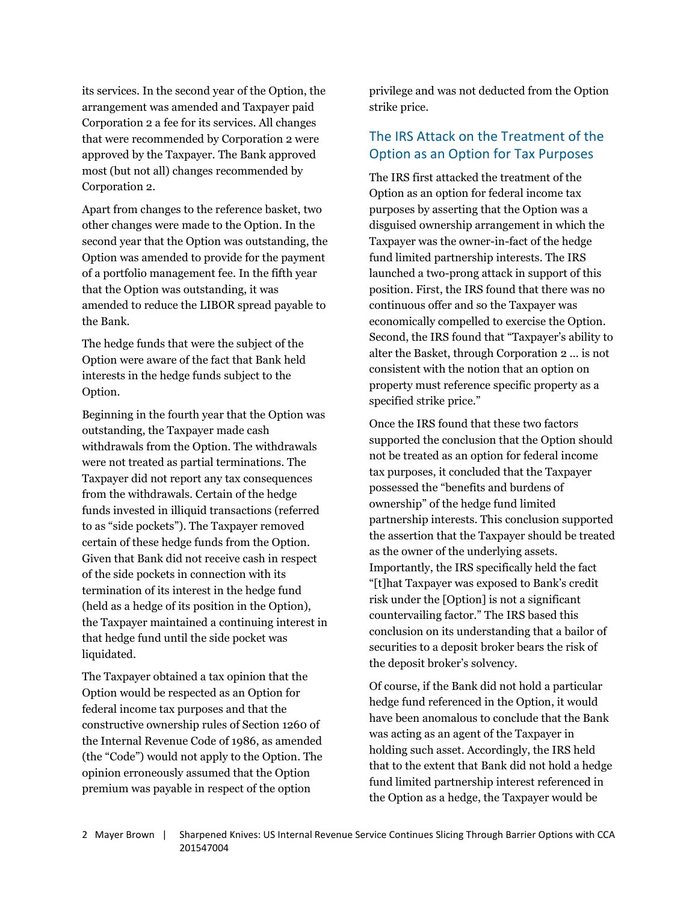its services. In the second year of the Option, the arrangement was amended and Taxpayer paid Corporation 2 a fee for its services. All changes that were recommended by Corporation 2 were approved by the Taxpayer. The Bank approved most (but not all) changes recommended by Corporation 2.

Apart from changes to the reference basket, two other changes were made to the Option. In the second year that the Option was outstanding, the Option was amended to provide for the payment of a portfolio management fee. In the fifth year that the Option was outstanding, it was amended to reduce the LIBOR spread payable to the Bank.

The hedge funds that were the subject of the Option were aware of the fact that Bank held interests in the hedge funds subject to the Option.

Beginning in the fourth year that the Option was outstanding, the Taxpayer made cash withdrawals from the Option. The withdrawals were not treated as partial terminations. The Taxpayer did not report any tax consequences from the withdrawals. Certain of the hedge funds invested in illiquid transactions (referred to as "side pockets"). The Taxpayer removed certain of these hedge funds from the Option. Given that Bank did not receive cash in respect of the side pockets in connection with its termination of its interest in the hedge fund (held as a hedge of its position in the Option), the Taxpayer maintained a continuing interest in that hedge fund until the side pocket was liquidated.

The Taxpayer obtained a tax opinion that the Option would be respected as an Option for federal income tax purposes and that the constructive ownership rules of Section 1260 of the Internal Revenue Code of 1986, as amended (the "Code") would not apply to the Option. The opinion erroneously assumed that the Option premium was payable in respect of the option privilege and was not deducted from the Option strike price.

## The IRS Attack on the Treatment of the Option as an Option for Tax Purposes

The IRS first attacked the treatment of the Option as an option for federal income tax purposes by asserting that the Option was a disguised ownership arrangement in which the Taxpayer was the owner-in-fact of the hedge fund limited partnership interests. The IRS launched a two-prong attack in support of this position. First, the IRS found that there was no continuous offer and so the Taxpayer was economically compelled to exercise the Option. Second, the IRS found that "Taxpayer's ability to alter the Basket, through Corporation 2 … is not consistent with the notion that an option on property must reference specific property as a specified strike price."

Once the IRS found that these two factors supported the conclusion that the Option should not be treated as an option for federal income tax purposes, it concluded that the Taxpayer possessed the "benefits and burdens of ownership" of the hedge fund limited partnership interests. This conclusion supported the assertion that the Taxpayer should be treated as the owner of the underlying assets. Importantly, the IRS specifically held the fact "[t]hat Taxpayer was exposed to Bank's credit risk under the [Option] is not a significant countervailing factor." The IRS based this conclusion on its understanding that a bailor of securities to a deposit broker bears the risk of the deposit broker's solvency.

Of course, if the Bank did not hold a particular hedge fund referenced in the Option, it would have been anomalous to conclude that the Bank was acting as an agent of the Taxpayer in holding such asset. Accordingly, the IRS held that to the extent that Bank did not hold a hedge fund limited partnership interest referenced in the Option as a hedge, the Taxpayer would be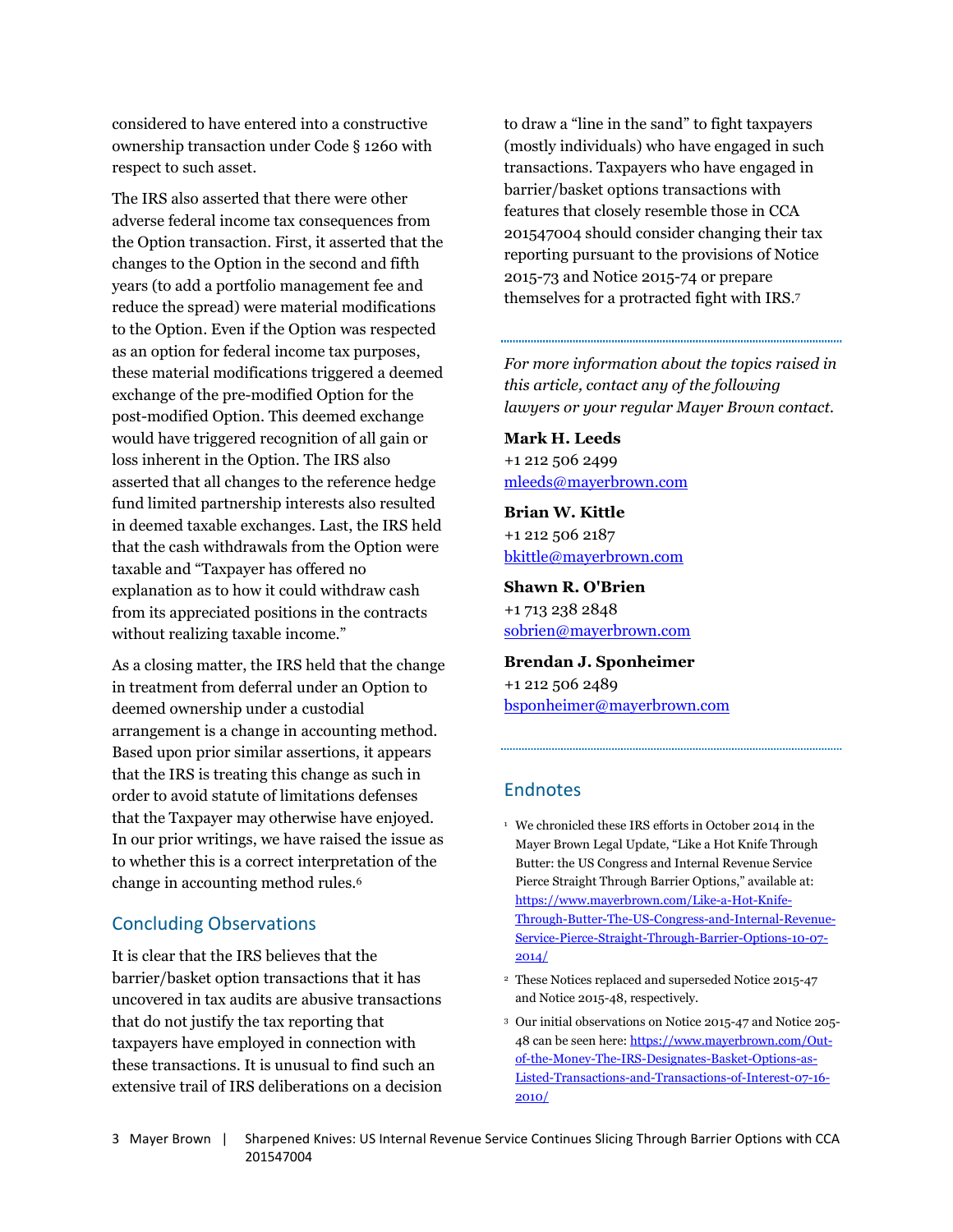considered to have entered into a constructive ownership transaction under Code § 1260 with respect to such asset.

The IRS also asserted that there were other adverse federal income tax consequences from the Option transaction. First, it asserted that the changes to the Option in the second and fifth years (to add a portfolio management fee and reduce the spread) were material modifications to the Option. Even if the Option was respected as an option for federal income tax purposes, these material modifications triggered a deemed exchange of the pre-modified Option for the post-modified Option. This deemed exchange would have triggered recognition of all gain or loss inherent in the Option. The IRS also asserted that all changes to the reference hedge fund limited partnership interests also resulted in deemed taxable exchanges. Last, the IRS held that the cash withdrawals from the Option were taxable and "Taxpayer has offered no explanation as to how it could withdraw cash from its appreciated positions in the contracts without realizing taxable income."

As a closing matter, the IRS held that the change in treatment from deferral under an Option to deemed ownership under a custodial arrangement is a change in accounting method. Based upon prior similar assertions, it appears that the IRS is treating this change as such in order to avoid statute of limitations defenses that the Taxpayer may otherwise have enjoyed. In our prior writings, we have raised the issue as to whether this is a correct interpretation of the change in accounting method rules.[6]

## Concluding Observations

It is clear that the IRS believes that the barrier/basket option transactions that it has uncovered in tax audits are abusive transactions that do not justify the tax reporting that taxpayers have employed in connection with these transactions. It is unusual to find such an extensive trail of IRS deliberations on a decision to draw a "line in the sand" to fight taxpayers (mostly individuals) who have engaged in such transactions. Taxpayers who have engaged in barrier/basket options transactions with features that closely resemble those in CCA 201547004 should consider changing their tax reporting pursuant to the provisions of Notice 2015-73 and Notice 2015-74 or prepare themselves for a protracted fight with IRS.[7]

---

*For more information about the topics raised in this article, contact any of the following lawyers or your regular Mayer Brown contact.*

**Mark H. Leeds**
+1 212 506 2499
mleeds@mayerbrown.com

**Brian W. Kittle**
+1 212 506 2187
bkittle@mayerbrown.com

**Shawn R. O'Brien**
+1 713 238 2848
sobrien@mayerbrown.com

**Brendan J. Sponheimer**
+1 212 506 2489
bsponheimer@mayerbrown.com

---

## Endnotes

[1] We chronicled these IRS efforts in October 2014 in the Mayer Brown Legal Update, "Like a Hot Knife Through Butter: the US Congress and Internal Revenue Service Pierce Straight Through Barrier Options," available at: https://www.mayerbrown.com/Like-a-Hot-Knife-Through-Butter-The-US-Congress-and-Internal-Revenue-Service-Pierce-Straight-Through-Barrier-Options-10-07-2014/

[2] These Notices replaced and superseded Notice 2015-47 and Notice 2015-48, respectively.

[3] Our initial observations on Notice 2015-47 and Notice 205-48 can be seen here: https://www.mayerbrown.com/Out-of-the-Money-The-IRS-Designates-Basket-Options-as-Listed-Transactions-and-Transactions-of-Interest-07-16-2010/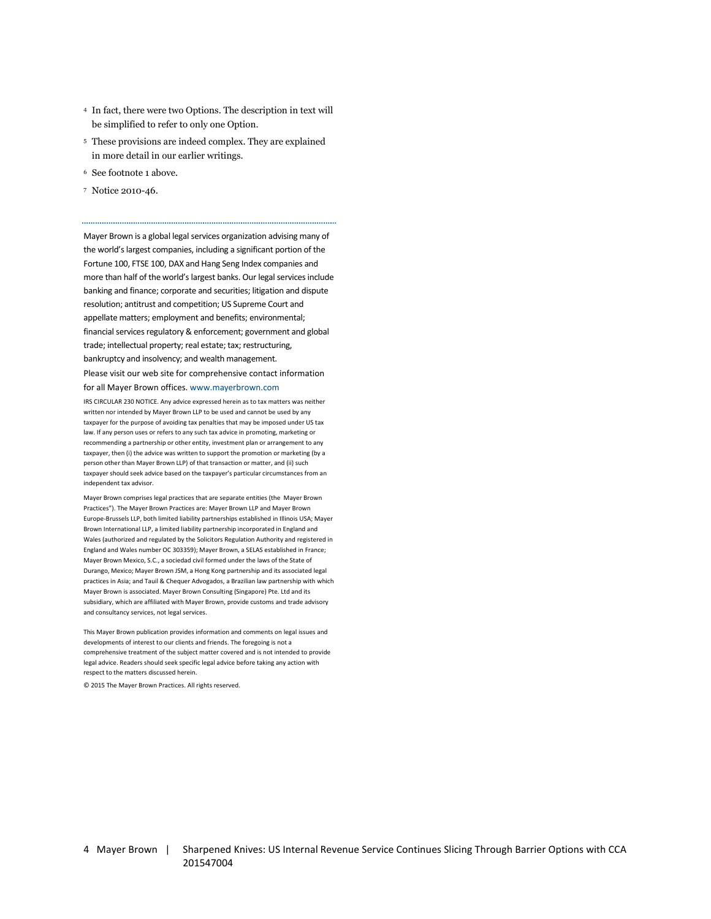[4] In fact, there were two Options. The description in text will be simplified to refer to only one Option.

[5] These provisions are indeed complex. They are explained in more detail in our earlier writings.

[6] See footnote 1 above.

[7] Notice 2010-46.

---

Mayer Brown is a global legal services organization advising many of the world's largest companies, including a significant portion of the Fortune 100, FTSE 100, DAX and Hang Seng Index companies and more than half of the world's largest banks. Our legal services include banking and finance; corporate and securities; litigation and dispute resolution; antitrust and competition; US Supreme Court and appellate matters; employment and benefits; environmental; financial services regulatory & enforcement; government and global trade; intellectual property; real estate; tax; restructuring, bankruptcy and insolvency; and wealth management.

Please visit our web site for comprehensive contact information for all Mayer Brown offices. www.mayerbrown.com

IRS CIRCULAR 230 NOTICE. Any advice expressed herein as to tax matters was neither written nor intended by Mayer Brown LLP to be used and cannot be used by any taxpayer for the purpose of avoiding tax penalties that may be imposed under US tax law. If any person uses or refers to any such tax advice in promoting, marketing or recommending a partnership or other entity, investment plan or arrangement to any taxpayer, then (i) the advice was written to support the promotion or marketing (by a person other than Mayer Brown LLP) of that transaction or matter, and (ii) such taxpayer should seek advice based on the taxpayer's particular circumstances from an independent tax advisor.

Mayer Brown comprises legal practices that are separate entities (the Mayer Brown Practices"). The Mayer Brown Practices are: Mayer Brown LLP and Mayer Brown Europe-Brussels LLP, both limited liability partnerships established in Illinois USA; Mayer Brown International LLP, a limited liability partnership incorporated in England and Wales (authorized and regulated by the Solicitors Regulation Authority and registered in England and Wales number OC 303359); Mayer Brown, a SELAS established in France; Mayer Brown Mexico, S.C., a sociedad civil formed under the laws of the State of Durango, Mexico; Mayer Brown JSM, a Hong Kong partnership and its associated legal practices in Asia; and Tauil & Chequer Advogados, a Brazilian law partnership with which Mayer Brown is associated. Mayer Brown Consulting (Singapore) Pte. Ltd and its subsidiary, which are affiliated with Mayer Brown, provide customs and trade advisory and consultancy services, not legal services.

This Mayer Brown publication provides information and comments on legal issues and developments of interest to our clients and friends. The foregoing is not a comprehensive treatment of the subject matter covered and is not intended to provide legal advice. Readers should seek specific legal advice before taking any action with respect to the matters discussed herein.

© 2015 The Mayer Brown Practices. All rights reserved.